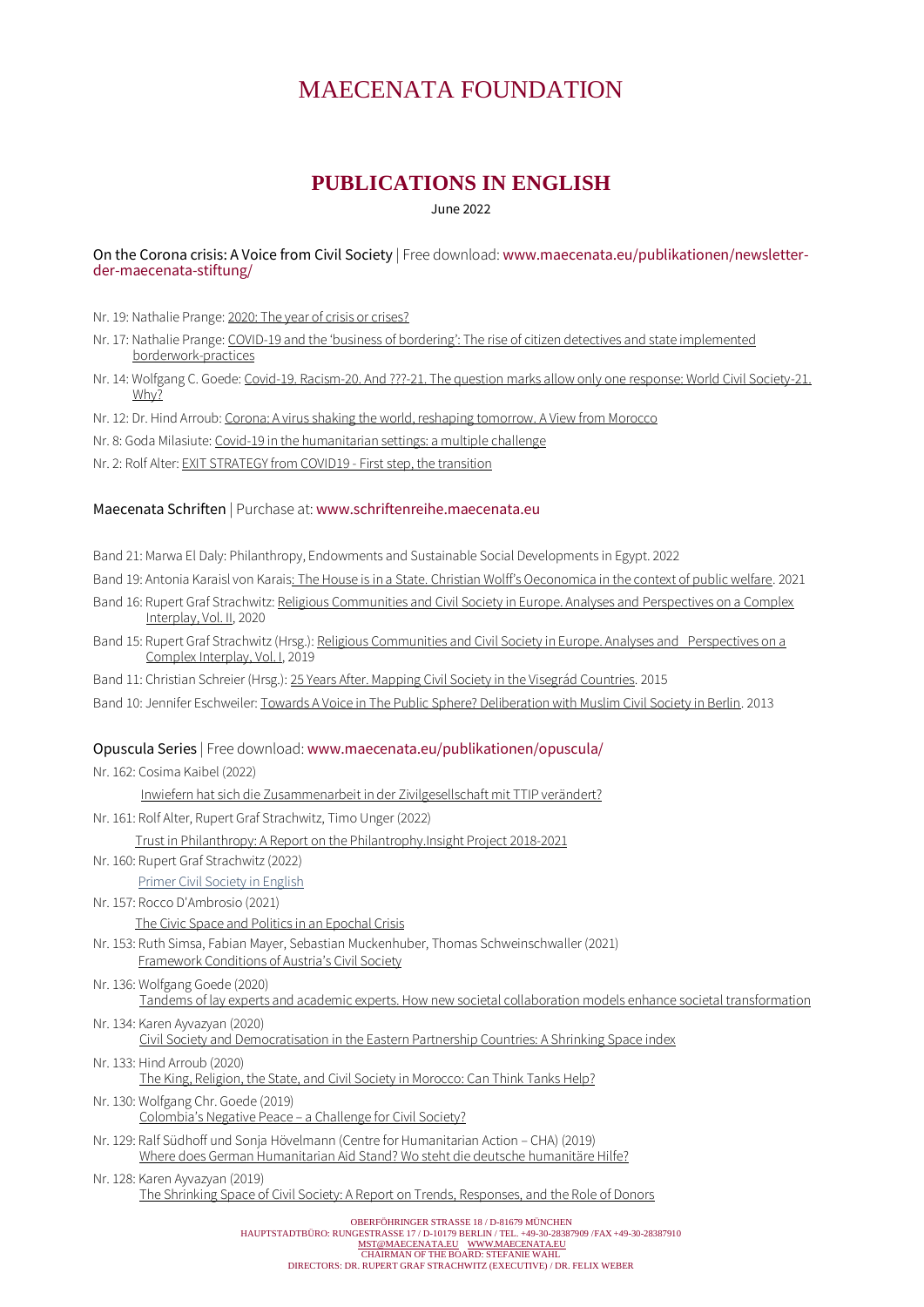# MAECENATA FOUNDATION

## PUBLICATIONS IN ENGLISH

June 2022

### On the Corona crisis: A Voice from Civil Society | Free download: www.maecenata.eu/publikationen/newsletter-der-maecenata-stiftung/

- Nr. 19: Nathalie Prange: 2020: The year of crisis or crises?
- Nr. 17: Nathalie Prange: COVID-19 and the 'business of bordering': The rise of citizen detectives and state implemented borderwork-practices
- Nr. 14: Wolfgang C. Goede: Covid-19. Racism-20. And ???-21. The question marks allow only one response: World Civil Society-21. Why?
- Nr. 12: Dr. Hind Arroub: Corona: A virus shaking the world, reshaping tomorrow. A View from Morocco
- Nr. 8: Goda Milasiute: Covid-19 in the humanitarian settings: a multiple challenge
- Nr. 2: Rolf Alter: EXIT STRATEGY from COVID19 - First step, the transition

### Maecenata Schriften | Purchase at: www.schriftenreihe.maecenata.eu

- Band 21: Marwa El Daly: Philanthropy, Endowments and Sustainable Social Developments in Egypt. 2022
- Band 19: Antonia Karaisl von Karais: The House is in a State. Christian Wolff's Oeconomica in the context of public welfare. 2021
- Band 16: Rupert Graf Strachwitz: Religious Communities and Civil Society in Europe. Analyses and Perspectives on a Complex Interplay, Vol. II, 2020
- Band 15: Rupert Graf Strachwitz (Hrsg.): Religious Communities and Civil Society in Europe. Analyses and Perspectives on a Complex Interplay, Vol. I, 2019
- Band 11: Christian Schreier (Hrsg.): 25 Years After. Mapping Civil Society in the Visegrád Countries. 2015
- Band 10: Jennifer Eschweiler: Towards A Voice in The Public Sphere? Deliberation with Muslim Civil Society in Berlin. 2013

### Opuscula Series | Free download: www.maecenata.eu/publikationen/opuscula/

- Nr. 162: Cosima Kaibel (2022)
  Inwiefern hat sich die Zusammenarbeit in der Zivilgesellschaft mit TTIP verändert?
- Nr. 161: Rolf Alter, Rupert Graf Strachwitz, Timo Unger (2022)
  Trust in Philanthropy: A Report on the Philanthropy.Insight Project 2018-2021
- Nr. 160: Rupert Graf Strachwitz (2022)
  Primer Civil Society in English
- Nr. 157: Rocco D'Ambrosio (2021)
  The Civic Space and Politics in an Epochal Crisis
- Nr. 153: Ruth Simsa, Fabian Mayer, Sebastian Muckenhuber, Thomas Schweinschwaller (2021)
  Framework Conditions of Austria's Civil Society
- Nr. 136: Wolfgang Goede (2020)
  Tandems of lay experts and academic experts. How new societal collaboration models enhance societal transformation
- Nr. 134: Karen Ayvazyan (2020)
  Civil Society and Democratisation in the Eastern Partnership Countries: A Shrinking Space index
- Nr. 133: Hind Arroub (2020)
  The King, Religion, the State, and Civil Society in Morocco: Can Think Tanks Help?
- Nr. 130: Wolfgang Chr. Goede (2019)
  Colombia's Negative Peace – a Challenge for Civil Society?
- Nr. 129: Ralf Südhoff und Sonja Hövelmann (Centre for Humanitarian Action – CHA) (2019)
  Where does German Humanitarian Aid Stand? Wo steht die deutsche humanitäre Hilfe?
- Nr. 128: Karen Ayvazyan (2019)
  The Shrinking Space of Civil Society: A Report on Trends, Responses, and the Role of Donors

OBERFÖHRINGER STRASSE 18 / D-81679 MÜNCHEN
HAUPTSTADTBÜRO: RUNGESTRASSE 17 / D-10179 BERLIN / TEL. +49-30-28387909 /FAX +49-30-28387910
MST@MAECENATA.EU WWW.MAECENATA.EU
CHAIRMAN OF THE BOARD: STEFANIE WAHL
DIRECTORS: DR. RUPERT GRAF STRACHWITZ (EXECUTIVE) / DR. FELIX WEBER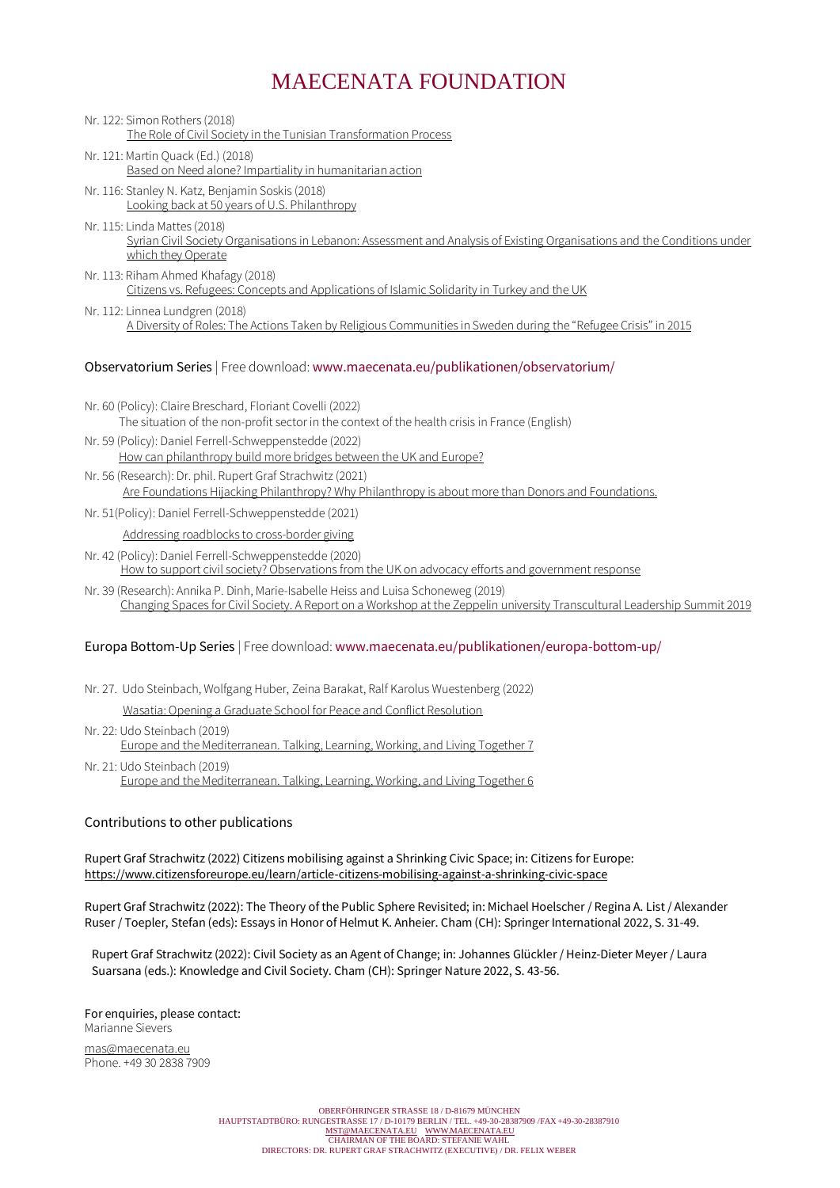# MAECENATA FOUNDATION

Nr. 122: Simon Rothers (2018)
The Role of Civil Society in the Tunisian Transformation Process

Nr. 121: Martin Quack (Ed.) (2018)
Based on Need alone? Impartiality in humanitarian action

Nr. 116: Stanley N. Katz, Benjamin Soskis (2018)
Looking back at 50 years of U.S. Philanthropy

Nr. 115: Linda Mattes (2018)
Syrian Civil Society Organisations in Lebanon: Assessment and Analysis of Existing Organisations and the Conditions under which they Operate

Nr. 113: Riham Ahmed Khafagy (2018)
Citizens vs. Refugees: Concepts and Applications of Islamic Solidarity in Turkey and the UK

Nr. 112: Linnea Lundgren (2018)
A Diversity of Roles: The Actions Taken by Religious Communities in Sweden during the "Refugee Crisis" in 2015

## Observatorium Series | Free download: www.maecenata.eu/publikationen/observatorium/

Nr. 60 (Policy): Claire Breschard, Floriant Covelli (2022)
The situation of the non-profit sector in the context of the health crisis in France (English)

Nr. 59 (Policy): Daniel Ferrell-Schweppenstedde (2022)
How can philanthropy build more bridges between the UK and Europe?

Nr. 56 (Research): Dr. phil. Rupert Graf Strachwitz (2021)
Are Foundations Hijacking Philanthropy? Why Philanthropy is about more than Donors and Foundations.

Nr. 51(Policy): Daniel Ferrell-Schweppenstedde (2021)
Addressing roadblocks to cross-border giving

Nr. 42 (Policy): Daniel Ferrell-Schweppenstedde (2020)
How to support civil society? Observations from the UK on advocacy efforts and government response

Nr. 39 (Research): Annika P. Dinh, Marie-Isabelle Heiss and Luisa Schoneweg (2019)
Changing Spaces for Civil Society. A Report on a Workshop at the Zeppelin university Transcultural Leadership Summit 2019

## Europa Bottom-Up Series | Free download: www.maecenata.eu/publikationen/europa-bottom-up/

Nr. 27. Udo Steinbach, Wolfgang Huber, Zeina Barakat, Ralf Karolus Wuestenberg (2022)
Wasatia: Opening a Graduate School for Peace and Conflict Resolution

Nr. 22: Udo Steinbach (2019)
Europe and the Mediterranean. Talking, Learning, Working, and Living Together 7

Nr. 21: Udo Steinbach (2019)
Europe and the Mediterranean. Talking, Learning, Working, and Living Together 6

## Contributions to other publications

Rupert Graf Strachwitz (2022) Citizens mobilising against a Shrinking Civic Space; in: Citizens for Europe: https://www.citizensforeurope.eu/learn/article-citizens-mobilising-against-a-shrinking-civic-space

Rupert Graf Strachwitz (2022): The Theory of the Public Sphere Revisited; in: Michael Hoelscher / Regina A. List / Alexander Ruser / Toepler, Stefan (eds): Essays in Honor of Helmut K. Anheier. Cham (CH): Springer International 2022, S. 31-49.

Rupert Graf Strachwitz (2022): Civil Society as an Agent of Change; in: Johannes Glückler / Heinz-Dieter Meyer / Laura Suarsana (eds.): Knowledge and Civil Society. Cham (CH): Springer Nature 2022, S. 43-56.

For enquiries, please contact:
Marianne Sievers

mas@maecenata.eu
Phone. +49 30 2838 7909

OBERFÖHRINGER STRASSE 18 / D-81679 MÜNCHEN
HAUPTSTADTBÜRO: RUNGESTRASSE 17 / D-10179 BERLIN / TEL. +49-30-28387909 /FAX +49-30-28387910
MST@MAECENATA.EU WWW.MAECENATA.EU
CHAIRMAN OF THE BOARD: STEFANIE WAHL
DIRECTORS: DR. RUPERT GRAF STRACHWITZ (EXECUTIVE) / DR. FELIX WEBER